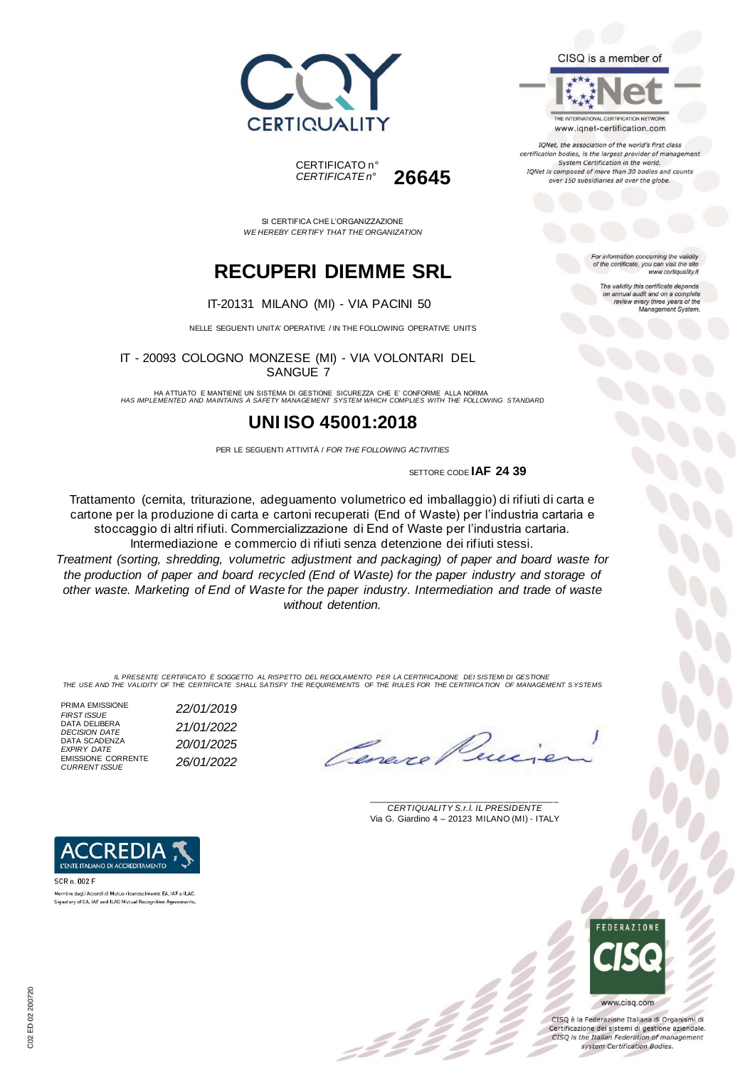CERTIQUALITY

CISQ is a member of

IQNet — THE INTERNATIONAL CERTIFICATION NETWORK
www.iqnet-certification.com

*IQNet, the association of the world's first class certification bodies, is the largest provider of management System Certification in the world. IQNet is composed of more than 30 bodies and counts over 150 subsidiaries all over the globe.*

CERTIFICATO n°
*CERTIFICATE n°* **26645**

*For information concerning the validity of the certificate, you can visit the site www.certiquality.it*

*The validity this certificate depends on annual audit and on a complete review every three years of the Management System.*

SI CERTIFICA CHE L'ORGANIZZAZIONE
*WE HEREBY CERTIFY THAT THE ORGANIZATION*

# RECUPERI DIEMME SRL

IT-20131 MILANO (MI) - VIA PACINI 50

NELLE SEGUENTI UNITA' OPERATIVE / IN THE FOLLOWING OPERATIVE UNITS

IT - 20093 COLOGNO MONZESE (MI) - VIA VOLONTARI DEL SANGUE 7

HA ATTUATO E MANTIENE UN SISTEMA DI GESTIONE SICUREZZA CHE E' CONFORME ALLA NORMA
*HAS IMPLEMENTED AND MAINTAINS A SAFETY MANAGEMENT SYSTEM WHICH COMPLIES WITH THE FOLLOWING STANDARD*

# UNI ISO 45001:2018

PER LE SEGUENTI ATTIVITÀ / *FOR THE FOLLOWING ACTIVITIES*

SETTORE CODE **IAF 24 39**

Trattamento (cernita, triturazione, adeguamento volumetrico ed imballaggio) di rifiuti di carta e cartone per la produzione di carta e cartoni recuperati (End of Waste) per l'industria cartaria e stoccaggio di altri rifiuti. Commercializzazione di End of Waste per l'industria cartaria. Intermediazione e commercio di rifiuti senza detenzione dei rifiuti stessi.

*Treatment (sorting, shredding, volumetric adjustment and packaging) of paper and board waste for the production of paper and board recycled (End of Waste) for the paper industry and storage of other waste. Marketing of End of Waste for the paper industry. Intermediation and trade of waste without detention.*

*IL PRESENTE CERTIFICATO È SOGGETTO AL RISPETTO DEL REGOLAMENTO PER LA CERTIFICAZIONE DEI SISTEMI DI GESTIONE*
*THE USE AND THE VALIDITY OF THE CERTIFICATE SHALL SATISFY THE REQUIREMENTS OF THE RULES FOR THE CERTIFICATION OF MANAGEMENT SYSTEMS*

| | |
|---|---|
| PRIMA EMISSIONE / *FIRST ISSUE* | *22/01/2019* |
| DATA DELIBERA / *DECISION DATE* | *21/01/2022* |
| DATA SCADENZA / *EXPIRY DATE* | *20/01/2025* |
| EMISSIONE CORRENTE / *CURRENT ISSUE* | *26/01/2022* |

*CERTIQUALITY S.r.l. IL PRESIDENTE*
Via G. Giardino 4 – 20123 MILANO (MI) - ITALY

ACCREDIA — L'ENTE ITALIANO DI ACCREDITAMENTO
SCR n. 002 F
Membro degli Accordi di Mutuo riconoscimento EA, IAF e ILAC.
Signatory of EA, IAF and ILAC Mutual Recognition Agreements.

FEDERAZIONE CISQ
www.cisq.com

CISQ è la Federazione Italiana di Organismi di Certificazione dei sistemi di gestione aziendale.
*CISQ is the Italian Federation of management system Certification Bodies.*

C02 ED 02 200720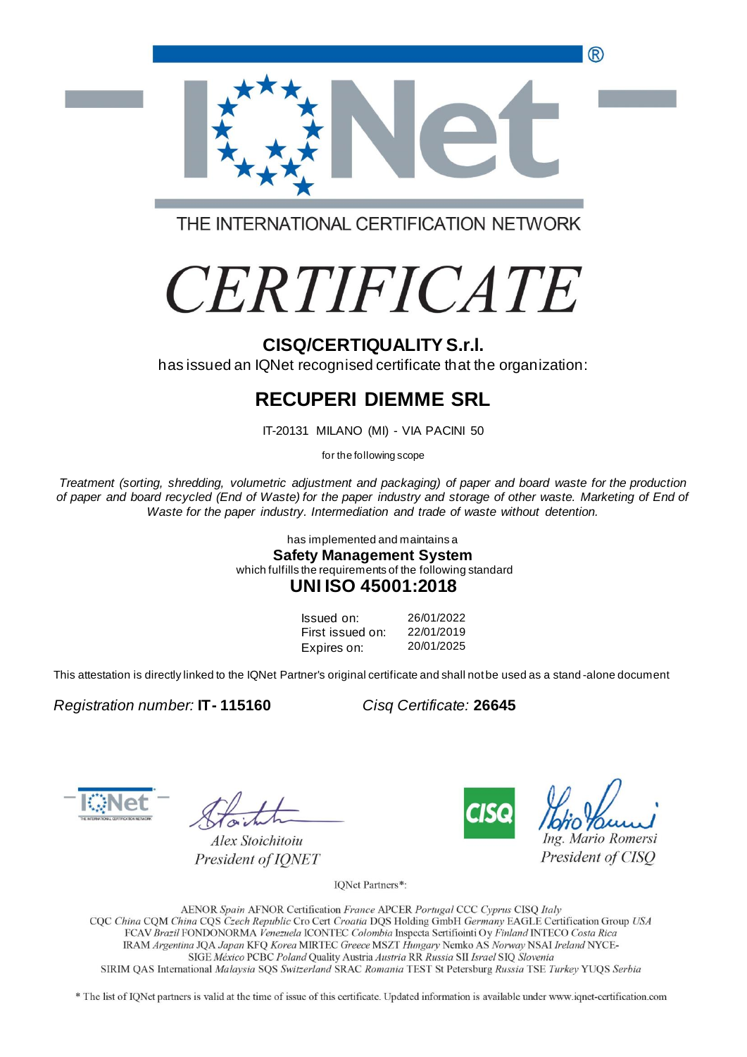THE INTERNATIONAL CERTIFICATION NETWORK

# CERTIFICATE

## CISQ/CERTIQUALITY S.r.l.

has issued an IQNet recognised certificate that the organization:

## RECUPERI DIEMME SRL

IT-20131 MILANO (MI) - VIA PACINI 50

for the following scope

*Treatment (sorting, shredding, volumetric adjustment and packaging) of paper and board waste for the production of paper and board recycled (End of Waste) for the paper industry and storage of other waste. Marketing of End of Waste for the paper industry. Intermediation and trade of waste without detention.*

has implemented and maintains a

**Safety Management System**

which fulfills the requirements of the following standard

**UNI ISO 45001:2018**

| | |
|---|---|
| Issued on: | 26/01/2022 |
| First issued on: | 22/01/2019 |
| Expires on: | 20/01/2025 |

This attestation is directly linked to the IQNet Partner's original certificate and shall not be used as a stand-alone document

*Registration number:* **IT - 115160** *Cisq Certificate:* **26645**

*Alex Stoichitoiu*
*President of IQNET*

*Ing. Mario Romersi*
*President of CISQ*

IQNet Partners*:

AENOR *Spain* AFNOR Certification *France* APCER *Portugal* CCC *Cyprus* CISQ *Italy*
CQC *China* CQM *China* CQS *Czech Republic* Cro Cert *Croatia* DQS Holding GmbH *Germany* EAGLE Certification Group *USA*
FCAV *Brazil* FONDONORMA *Venezuela* ICONTEC *Colombia* Inspecta Sertifiointi Oy *Finland* INTECO *Costa Rica*
IRAM *Argentina* JQA *Japan* KFQ *Korea* MIRTEC *Greece* MSZT *Hungary* Nemko AS *Norway* NSAI *Ireland* NYCE-SIGE *México* PCBC *Poland* Quality Austria *Austria* RR *Russia* SII *Israel* SIQ *Slovenia*
SIRIM QAS International *Malaysia* SQS *Switzerland* SRAC *Romania* TEST St Petersburg *Russia* TSE *Turkey* YUQS *Serbia*

* The list of IQNet partners is valid at the time of issue of this certificate. Updated information is available under www.iqnet-certification.com